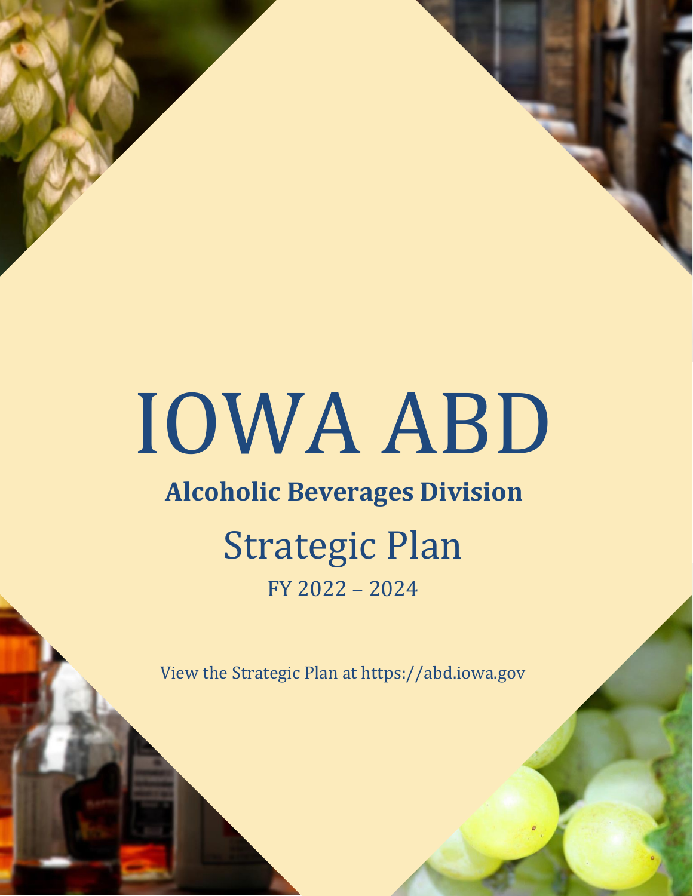# IOWA ABD

## Alcoholic Beverages Division

## Strategic Plan

FY 2022 – 2024

View the Strategic Plan at https://abd.iowa.gov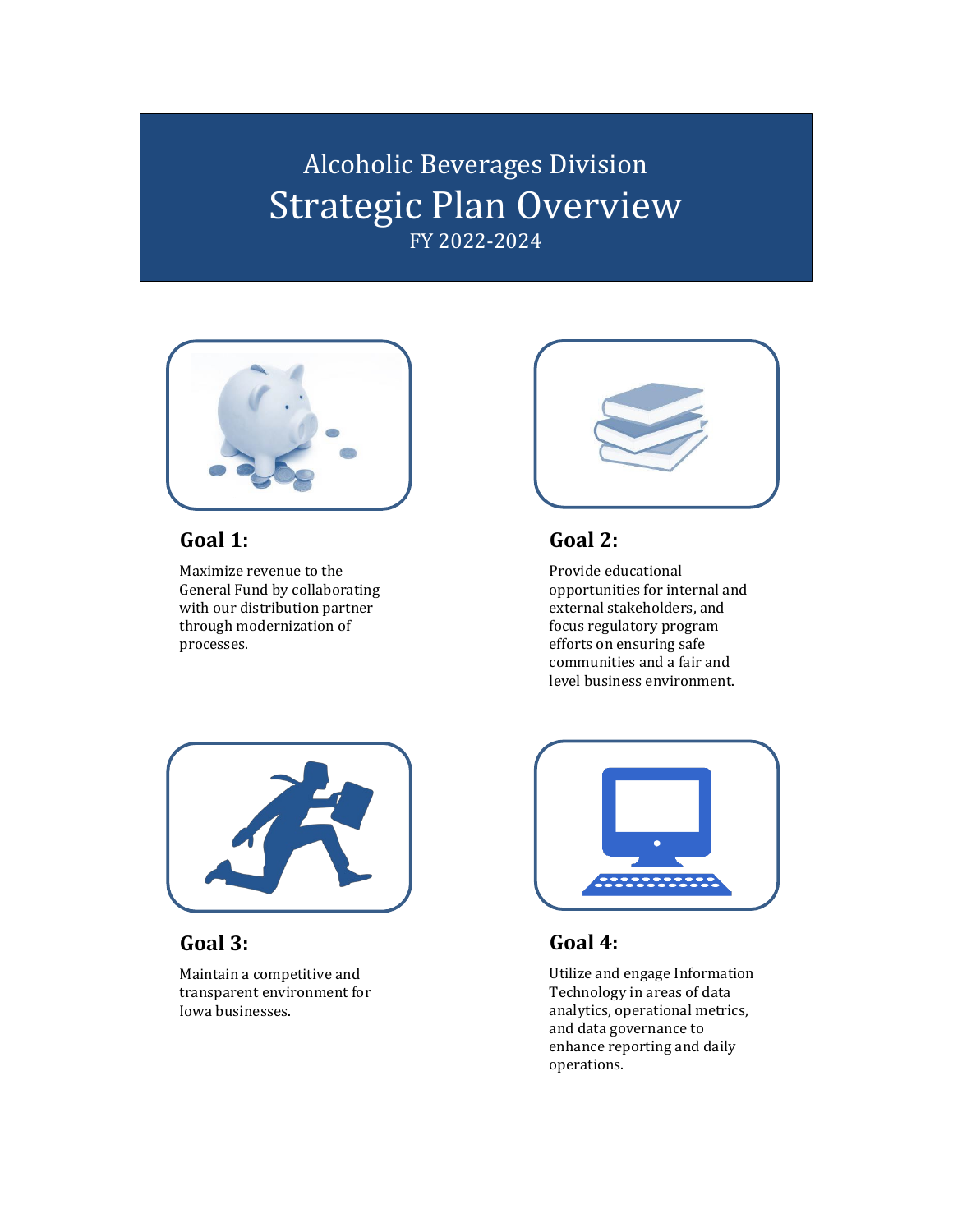# Alcoholic Beverages Division
# Strategic Plan Overview
FY 2022-2024

## Goal 1:

Maximize revenue to the General Fund by collaborating with our distribution partner through modernization of processes.

## Goal 2:

Provide educational opportunities for internal and external stakeholders, and focus regulatory program efforts on ensuring safe communities and a fair and level business environment.

## Goal 3:

Maintain a competitive and transparent environment for Iowa businesses.

## Goal 4:

Utilize and engage Information Technology in areas of data analytics, operational metrics, and data governance to enhance reporting and daily operations.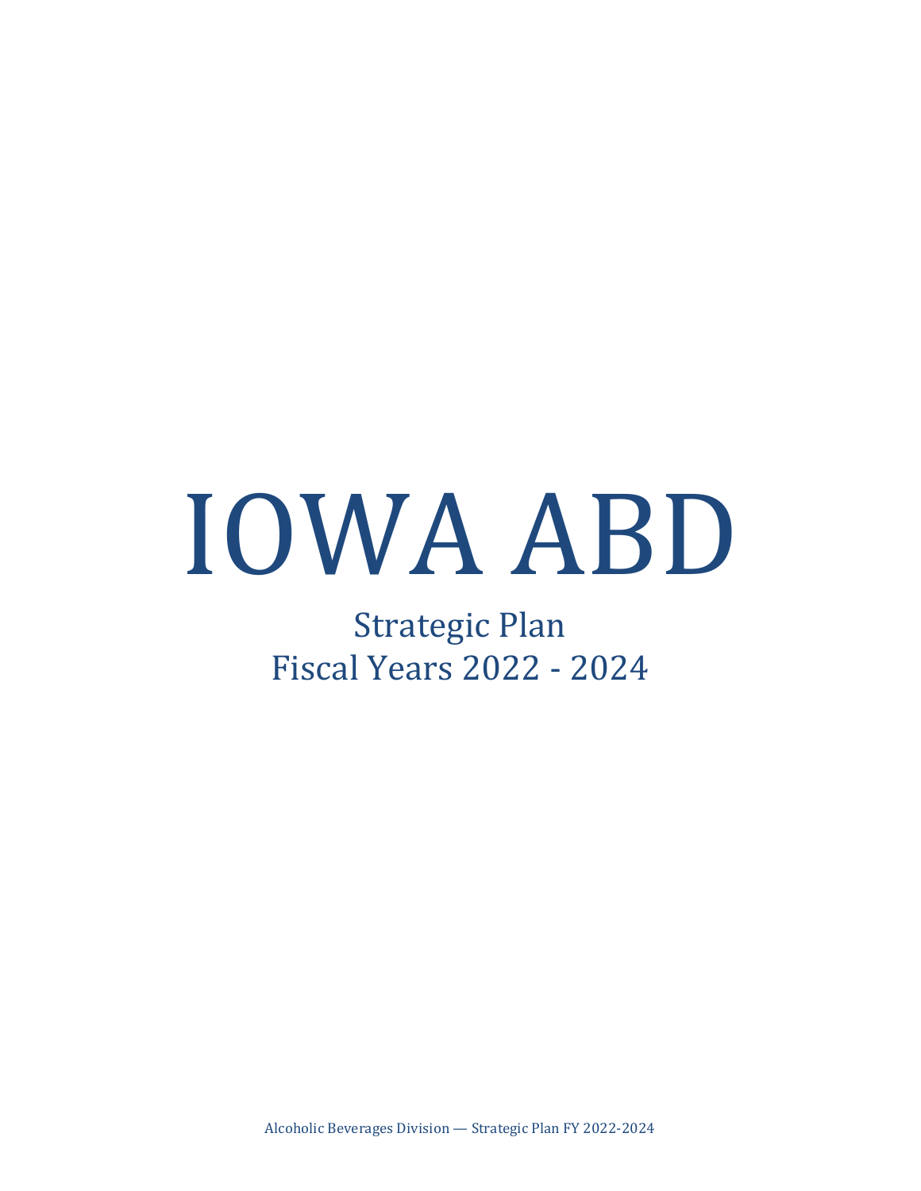# IOWA ABD

Strategic Plan
Fiscal Years 2022 - 2024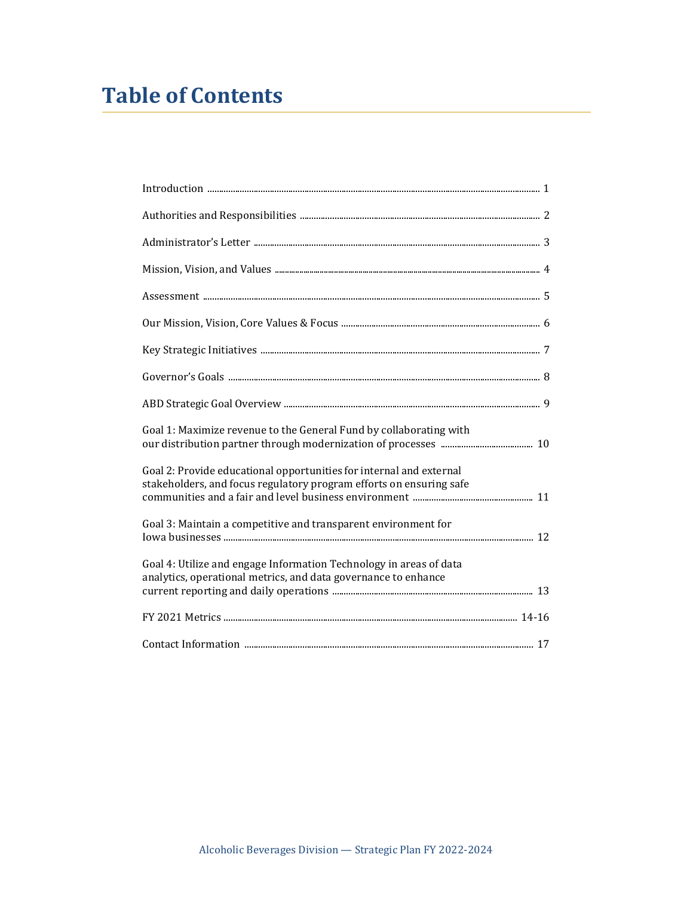# Table of Contents

| | |
|---|---|
| Introduction | 1 |
| Authorities and Responsibilities | 2 |
| Administrator's Letter | 3 |
| Mission, Vision, and Values | 4 |
| Assessment | 5 |
| Our Mission, Vision, Core Values & Focus | 6 |
| Key Strategic Initiatives | 7 |
| Governor's Goals | 8 |
| ABD Strategic Goal Overview | 9 |
| Goal 1: Maximize revenue to the General Fund by collaborating with our distribution partner through modernization of processes | 10 |
| Goal 2: Provide educational opportunities for internal and external stakeholders, and focus regulatory program efforts on ensuring safe communities and a fair and level business environment | 11 |
| Goal 3: Maintain a competitive and transparent environment for Iowa businesses | 12 |
| Goal 4: Utilize and engage Information Technology in areas of data analytics, operational metrics, and data governance to enhance current reporting and daily operations | 13 |
| FY 2021 Metrics | 14-16 |
| Contact Information | 17 |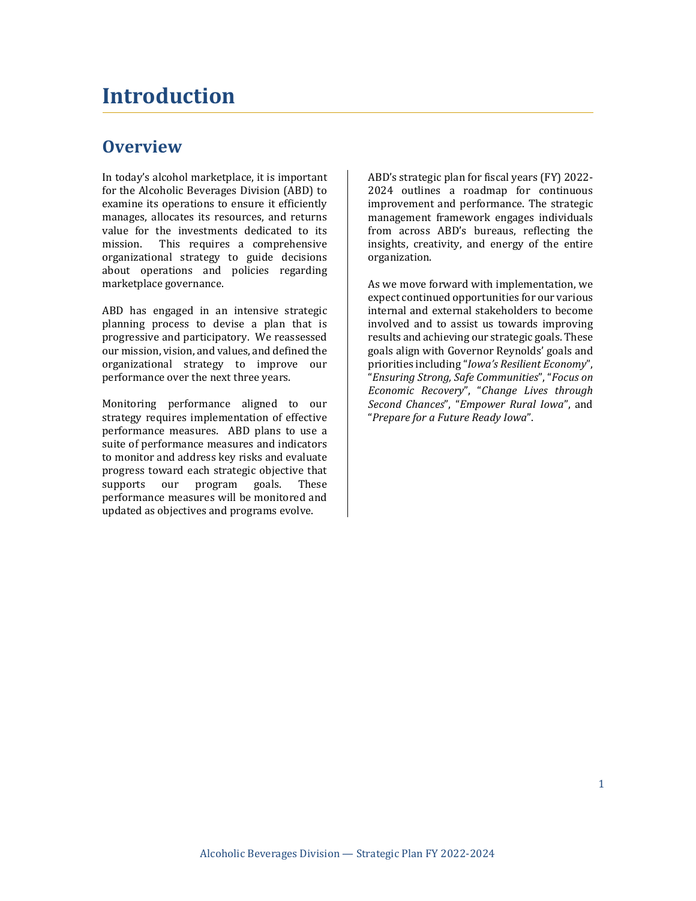# Introduction

## Overview

In today's alcohol marketplace, it is important for the Alcoholic Beverages Division (ABD) to examine its operations to ensure it efficiently manages, allocates its resources, and returns value for the investments dedicated to its mission. This requires a comprehensive organizational strategy to guide decisions about operations and policies regarding marketplace governance.

ABD has engaged in an intensive strategic planning process to devise a plan that is progressive and participatory. We reassessed our mission, vision, and values, and defined the organizational strategy to improve our performance over the next three years.

Monitoring performance aligned to our strategy requires implementation of effective performance measures. ABD plans to use a suite of performance measures and indicators to monitor and address key risks and evaluate progress toward each strategic objective that supports our program goals. These performance measures will be monitored and updated as objectives and programs evolve.

ABD's strategic plan for fiscal years (FY) 2022-2024 outlines a roadmap for continuous improvement and performance. The strategic management framework engages individuals from across ABD's bureaus, reflecting the insights, creativity, and energy of the entire organization.

As we move forward with implementation, we expect continued opportunities for our various internal and external stakeholders to become involved and to assist us towards improving results and achieving our strategic goals. These goals align with Governor Reynolds' goals and priorities including "*Iowa's Resilient Economy*", "*Ensuring Strong, Safe Communities*", "*Focus on Economic Recovery*", "*Change Lives through Second Chances*", "*Empower Rural Iowa*", and "*Prepare for a Future Ready Iowa*".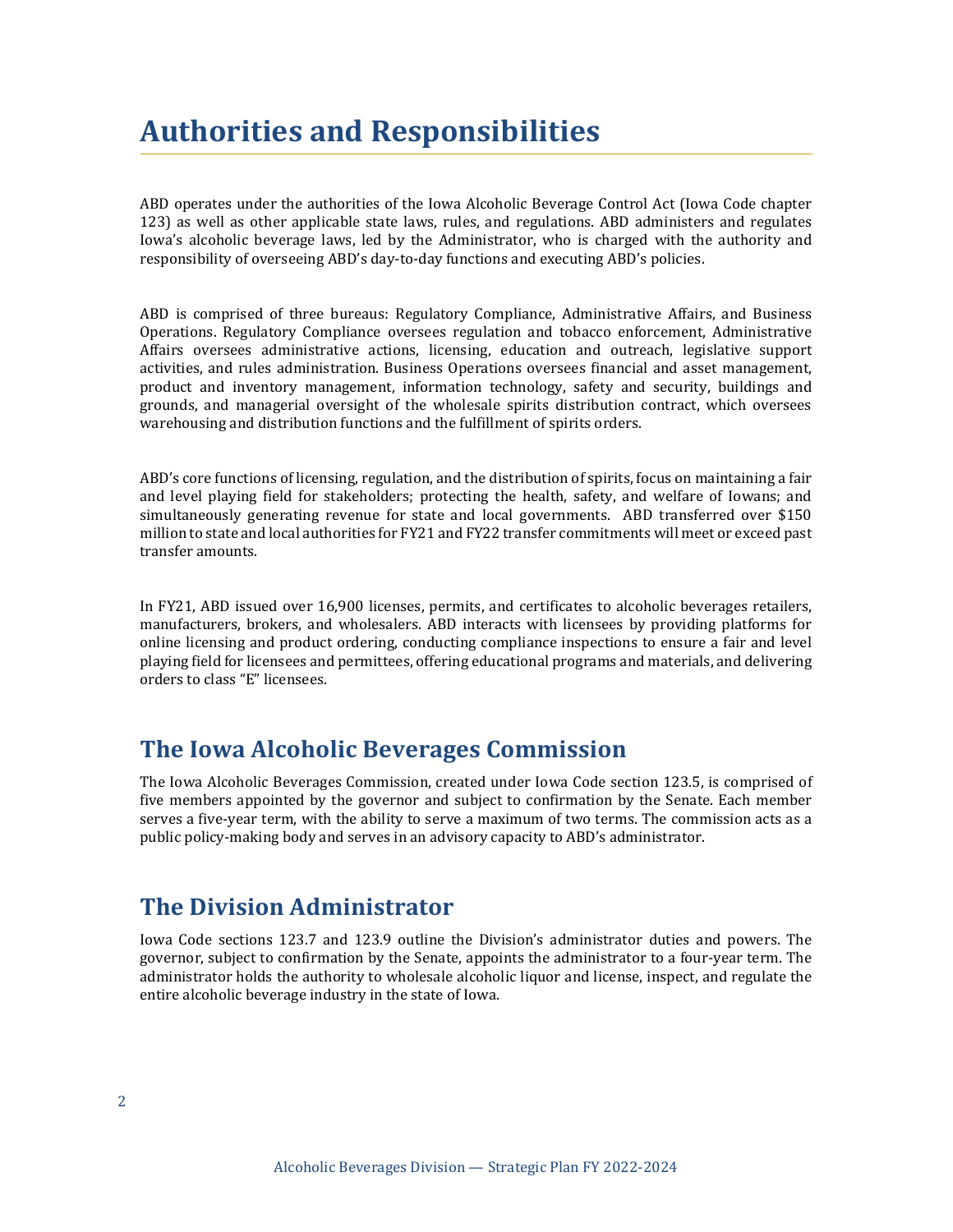# Authorities and Responsibilities

ABD operates under the authorities of the Iowa Alcoholic Beverage Control Act (Iowa Code chapter 123) as well as other applicable state laws, rules, and regulations. ABD administers and regulates Iowa's alcoholic beverage laws, led by the Administrator, who is charged with the authority and responsibility of overseeing ABD's day-to-day functions and executing ABD's policies.

ABD is comprised of three bureaus: Regulatory Compliance, Administrative Affairs, and Business Operations. Regulatory Compliance oversees regulation and tobacco enforcement, Administrative Affairs oversees administrative actions, licensing, education and outreach, legislative support activities, and rules administration. Business Operations oversees financial and asset management, product and inventory management, information technology, safety and security, buildings and grounds, and managerial oversight of the wholesale spirits distribution contract, which oversees warehousing and distribution functions and the fulfillment of spirits orders.

ABD's core functions of licensing, regulation, and the distribution of spirits, focus on maintaining a fair and level playing field for stakeholders; protecting the health, safety, and welfare of Iowans; and simultaneously generating revenue for state and local governments. ABD transferred over $150 million to state and local authorities for FY21 and FY22 transfer commitments will meet or exceed past transfer amounts.

In FY21, ABD issued over 16,900 licenses, permits, and certificates to alcoholic beverages retailers, manufacturers, brokers, and wholesalers. ABD interacts with licensees by providing platforms for online licensing and product ordering, conducting compliance inspections to ensure a fair and level playing field for licensees and permittees, offering educational programs and materials, and delivering orders to class "E" licensees.

## The Iowa Alcoholic Beverages Commission

The Iowa Alcoholic Beverages Commission, created under Iowa Code section 123.5, is comprised of five members appointed by the governor and subject to confirmation by the Senate. Each member serves a five-year term, with the ability to serve a maximum of two terms. The commission acts as a public policy-making body and serves in an advisory capacity to ABD's administrator.

## The Division Administrator

Iowa Code sections 123.7 and 123.9 outline the Division's administrator duties and powers. The governor, subject to confirmation by the Senate, appoints the administrator to a four-year term. The administrator holds the authority to wholesale alcoholic liquor and license, inspect, and regulate the entire alcoholic beverage industry in the state of Iowa.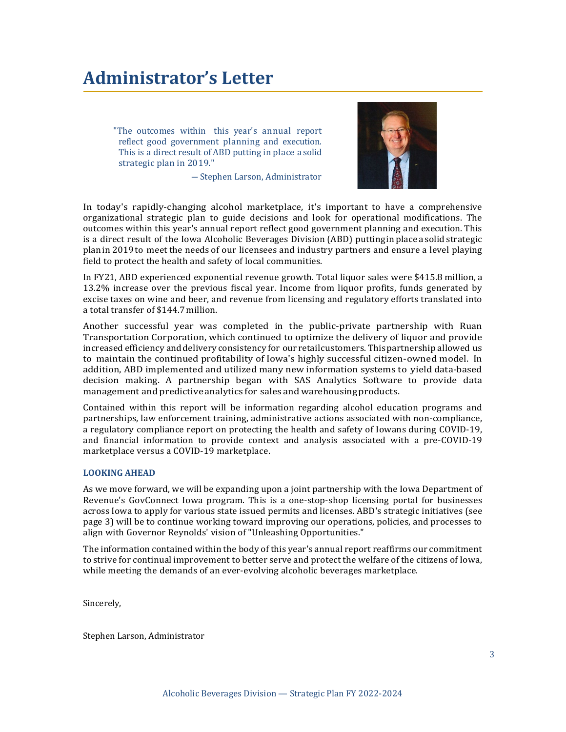# Administrator's Letter

> "The outcomes within this year's annual report reflect good government planning and execution. This is a direct result of ABD putting in place a solid strategic plan in 2019."
>
> — Stephen Larson, Administrator

In today's rapidly-changing alcohol marketplace, it's important to have a comprehensive organizational strategic plan to guide decisions and look for operational modifications. The outcomes within this year's annual report reflect good government planning and execution. This is a direct result of the Iowa Alcoholic Beverages Division (ABD) putting in place a solid strategic plan in 2019 to meet the needs of our licensees and industry partners and ensure a level playing field to protect the health and safety of local communities.

In FY21, ABD experienced exponential revenue growth. Total liquor sales were $415.8 million, a 13.2% increase over the previous fiscal year. Income from liquor profits, funds generated by excise taxes on wine and beer, and revenue from licensing and regulatory efforts translated into a total transfer of $144.7 million.

Another successful year was completed in the public-private partnership with Ruan Transportation Corporation, which continued to optimize the delivery of liquor and provide increased efficiency and delivery consistency for our retail customers. This partnership allowed us to maintain the continued profitability of Iowa's highly successful citizen-owned model. In addition, ABD implemented and utilized many new information systems to yield data-based decision making. A partnership began with SAS Analytics Software to provide data management and predictive analytics for sales and warehousing products.

Contained within this report will be information regarding alcohol education programs and partnerships, law enforcement training, administrative actions associated with non-compliance, a regulatory compliance report on protecting the health and safety of Iowans during COVID-19, and financial information to provide context and analysis associated with a pre-COVID-19 marketplace versus a COVID-19 marketplace.

### LOOKING AHEAD

As we move forward, we will be expanding upon a joint partnership with the Iowa Department of Revenue's GovConnect Iowa program. This is a one-stop-shop licensing portal for businesses across Iowa to apply for various state issued permits and licenses. ABD's strategic initiatives (see page 3) will be to continue working toward improving our operations, policies, and processes to align with Governor Reynolds' vision of "Unleashing Opportunities."

The information contained within the body of this year's annual report reaffirms our commitment to strive for continual improvement to better serve and protect the welfare of the citizens of Iowa, while meeting the demands of an ever-evolving alcoholic beverages marketplace.

Sincerely,

Stephen Larson, Administrator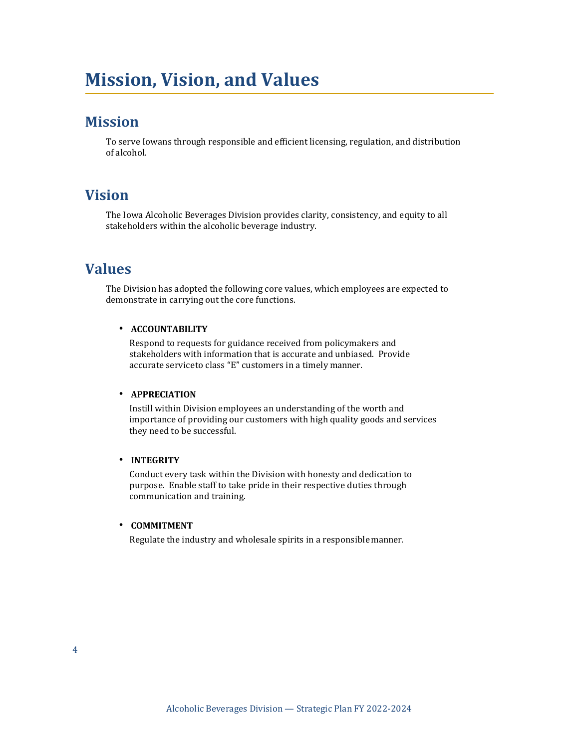# Mission, Vision, and Values

## Mission

To serve Iowans through responsible and efficient licensing, regulation, and distribution of alcohol.

## Vision

The Iowa Alcoholic Beverages Division provides clarity, consistency, and equity to all stakeholders within the alcoholic beverage industry.

## Values

The Division has adopted the following core values, which employees are expected to demonstrate in carrying out the core functions.

- **ACCOUNTABILITY**
  Respond to requests for guidance received from policymakers and stakeholders with information that is accurate and unbiased. Provide accurate serviceto class "E" customers in a timely manner.

- **APPRECIATION**
  Instill within Division employees an understanding of the worth and importance of providing our customers with high quality goods and services they need to be successful.

- **INTEGRITY**
  Conduct every task within the Division with honesty and dedication to purpose. Enable staff to take pride in their respective duties through communication and training.

- **COMMITMENT**
  Regulate the industry and wholesale spirits in a responsible manner.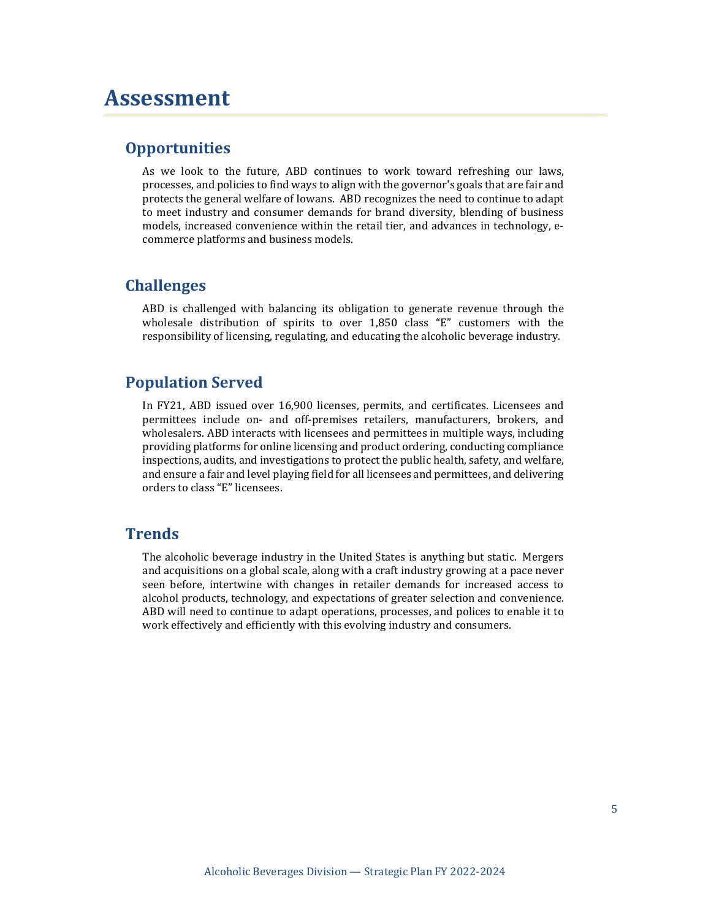# Assessment

## Opportunities

As we look to the future, ABD continues to work toward refreshing our laws, processes, and policies to find ways to align with the governor's goals that are fair and protects the general welfare of Iowans. ABD recognizes the need to continue to adapt to meet industry and consumer demands for brand diversity, blending of business models, increased convenience within the retail tier, and advances in technology, e-commerce platforms and business models.

## Challenges

ABD is challenged with balancing its obligation to generate revenue through the wholesale distribution of spirits to over 1,850 class "E" customers with the responsibility of licensing, regulating, and educating the alcoholic beverage industry.

## Population Served

In FY21, ABD issued over 16,900 licenses, permits, and certificates. Licensees and permittees include on- and off-premises retailers, manufacturers, brokers, and wholesalers. ABD interacts with licensees and permittees in multiple ways, including providing platforms for online licensing and product ordering, conducting compliance inspections, audits, and investigations to protect the public health, safety, and welfare, and ensure a fair and level playing field for all licensees and permittees, and delivering orders to class "E" licensees.

## Trends

The alcoholic beverage industry in the United States is anything but static. Mergers and acquisitions on a global scale, along with a craft industry growing at a pace never seen before, intertwine with changes in retailer demands for increased access to alcohol products, technology, and expectations of greater selection and convenience. ABD will need to continue to adapt operations, processes, and polices to enable it to work effectively and efficiently with this evolving industry and consumers.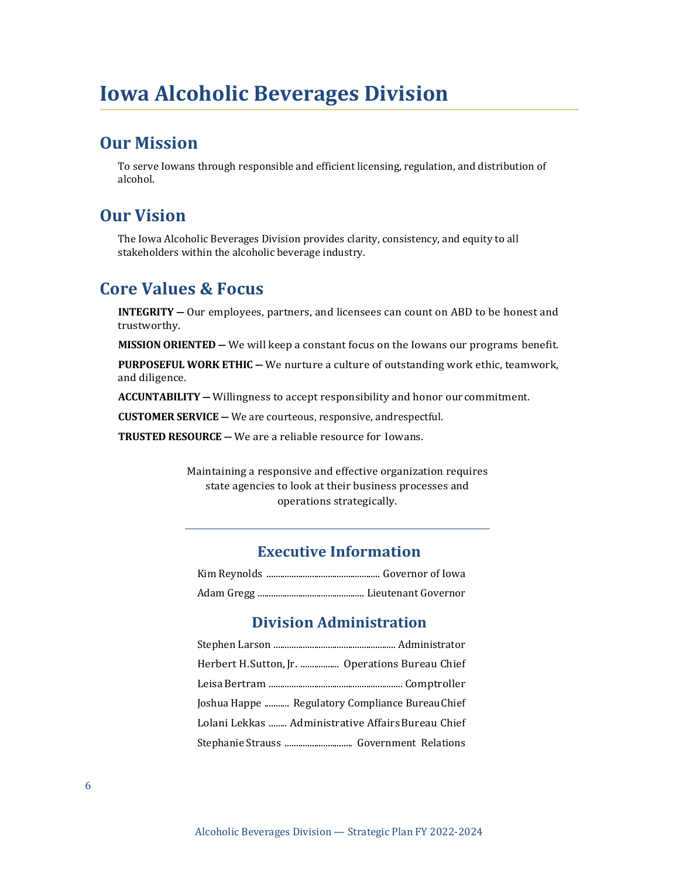# Iowa Alcoholic Beverages Division

## Our Mission

To serve Iowans through responsible and efficient licensing, regulation, and distribution of alcohol.

## Our Vision

The Iowa Alcoholic Beverages Division provides clarity, consistency, and equity to all stakeholders within the alcoholic beverage industry.

## Core Values & Focus

**INTEGRITY —** Our employees, partners, and licensees can count on ABD to be honest and trustworthy.

**MISSION ORIENTED —** We will keep a constant focus on the Iowans our programs benefit.

**PURPOSEFUL WORK ETHIC —** We nurture a culture of outstanding work ethic, teamwork, and diligence.

**ACCUNTABILITY —** Willingness to accept responsibility and honor our commitment.

**CUSTOMER SERVICE —** We are courteous, responsive, andrespectful.

**TRUSTED RESOURCE —** We are a reliable resource for Iowans.

Maintaining a responsive and effective organization requires state agencies to look at their business processes and operations strategically.

---

### Executive Information

Kim Reynolds ................................................. Governor of Iowa

Adam Gregg .............................................. Lieutenant Governor

### Division Administration

Stephen Larson ..................................................... Administrator

Herbert H.Sutton, Jr. ................. Operations Bureau Chief

Leisa Bertram ........................................................... Comptroller

Joshua Happe ........... Regulatory Compliance Bureau Chief

Lolani Lekkas ........ Administrative Affairs Bureau Chief

Stephanie Strauss .............................. Government Relations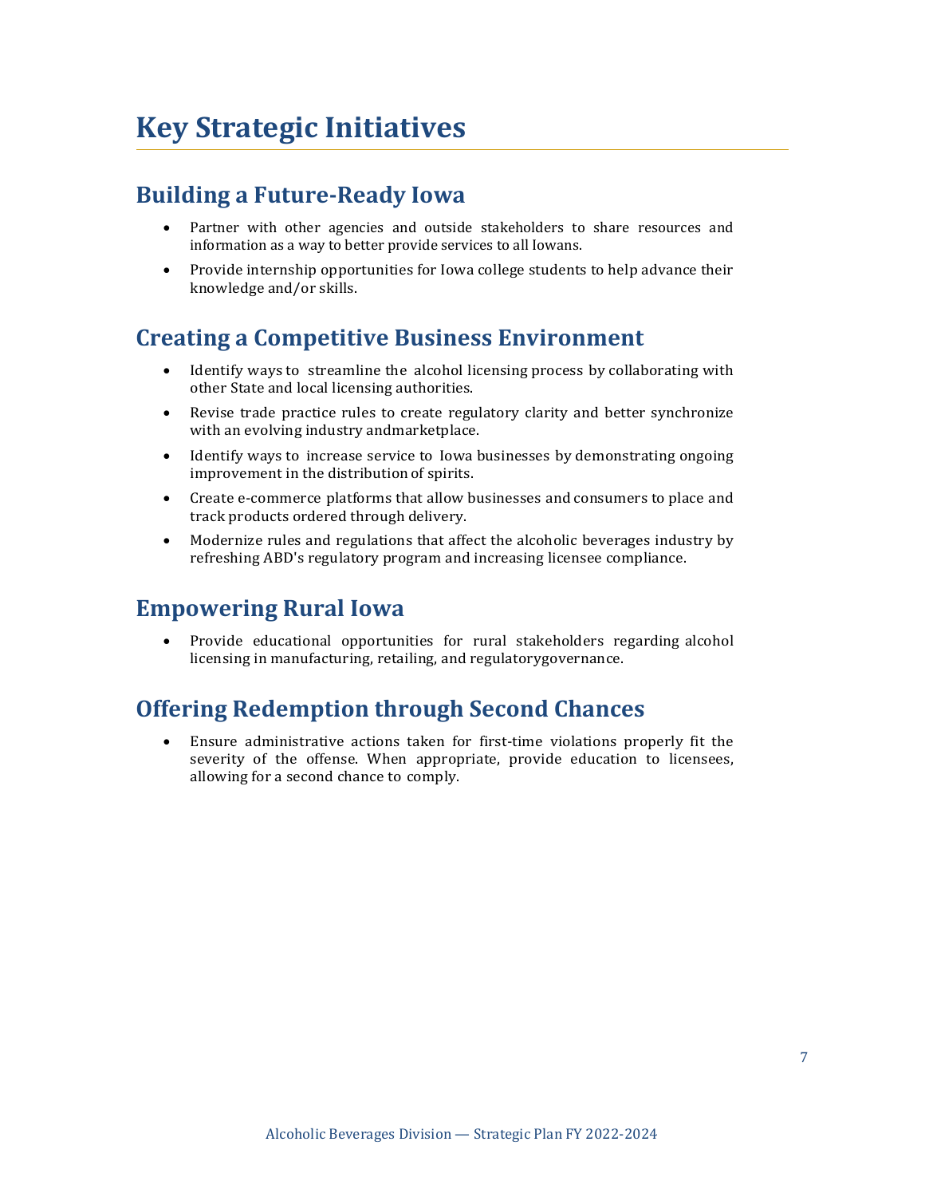# Key Strategic Initiatives

## Building a Future-Ready Iowa

- Partner with other agencies and outside stakeholders to share resources and information as a way to better provide services to all Iowans.
- Provide internship opportunities for Iowa college students to help advance their knowledge and/or skills.

## Creating a Competitive Business Environment

- Identify ways to streamline the alcohol licensing process by collaborating with other State and local licensing authorities.
- Revise trade practice rules to create regulatory clarity and better synchronize with an evolving industry andmarketplace.
- Identify ways to increase service to Iowa businesses by demonstrating ongoing improvement in the distribution of spirits.
- Create e-commerce platforms that allow businesses and consumers to place and track products ordered through delivery.
- Modernize rules and regulations that affect the alcoholic beverages industry by refreshing ABD's regulatory program and increasing licensee compliance.

## Empowering Rural Iowa

- Provide educational opportunities for rural stakeholders regarding alcohol licensing in manufacturing, retailing, and regulatorygovernance.

## Offering Redemption through Second Chances

- Ensure administrative actions taken for first-time violations properly fit the severity of the offense. When appropriate, provide education to licensees, allowing for a second chance to comply.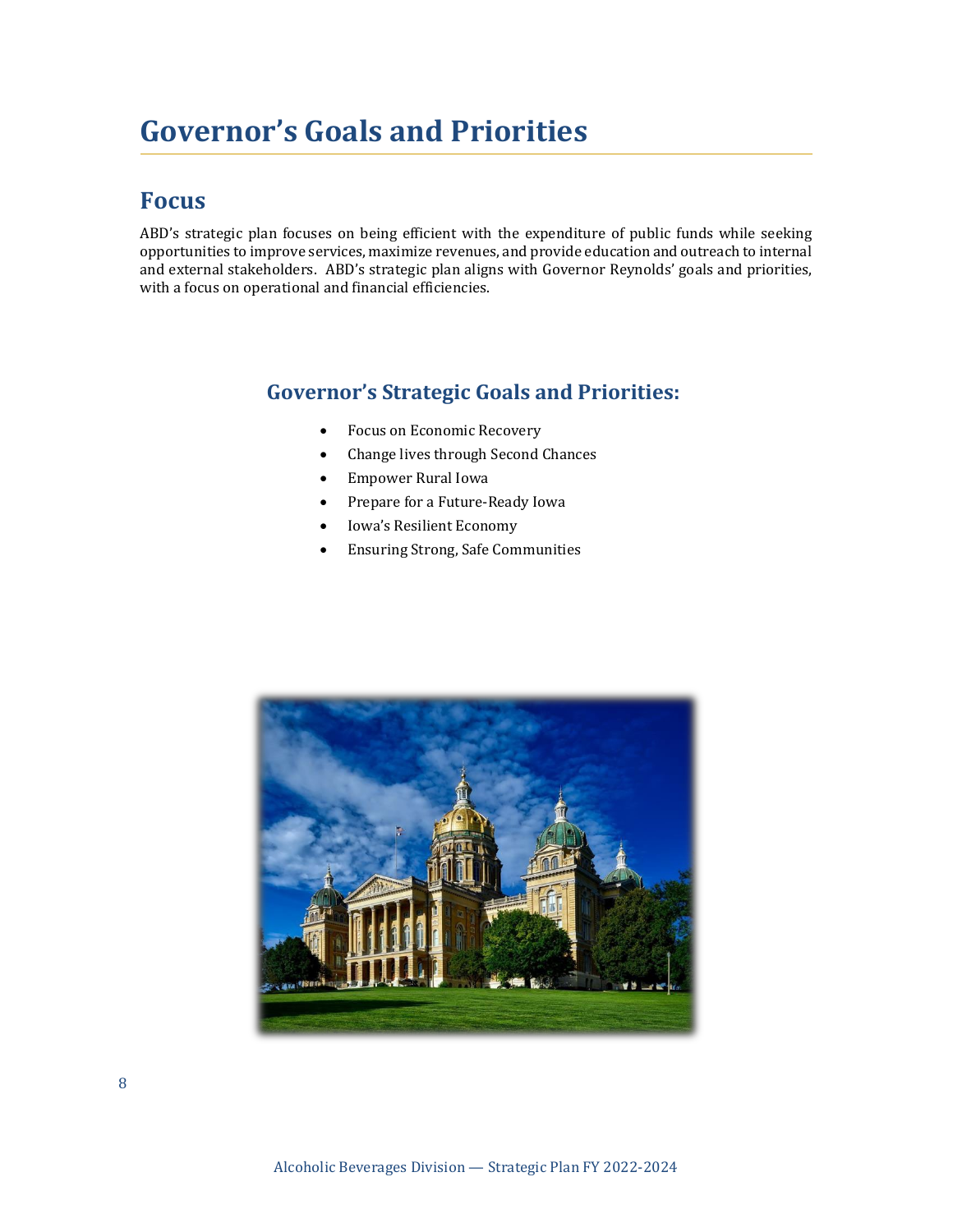# Governor's Goals and Priorities

## Focus

ABD's strategic plan focuses on being efficient with the expenditure of public funds while seeking opportunities to improve services, maximize revenues, and provide education and outreach to internal and external stakeholders. ABD's strategic plan aligns with Governor Reynolds' goals and priorities, with a focus on operational and financial efficiencies.

### Governor's Strategic Goals and Priorities:

- Focus on Economic Recovery
- Change lives through Second Chances
- Empower Rural Iowa
- Prepare for a Future-Ready Iowa
- Iowa's Resilient Economy
- Ensuring Strong, Safe Communities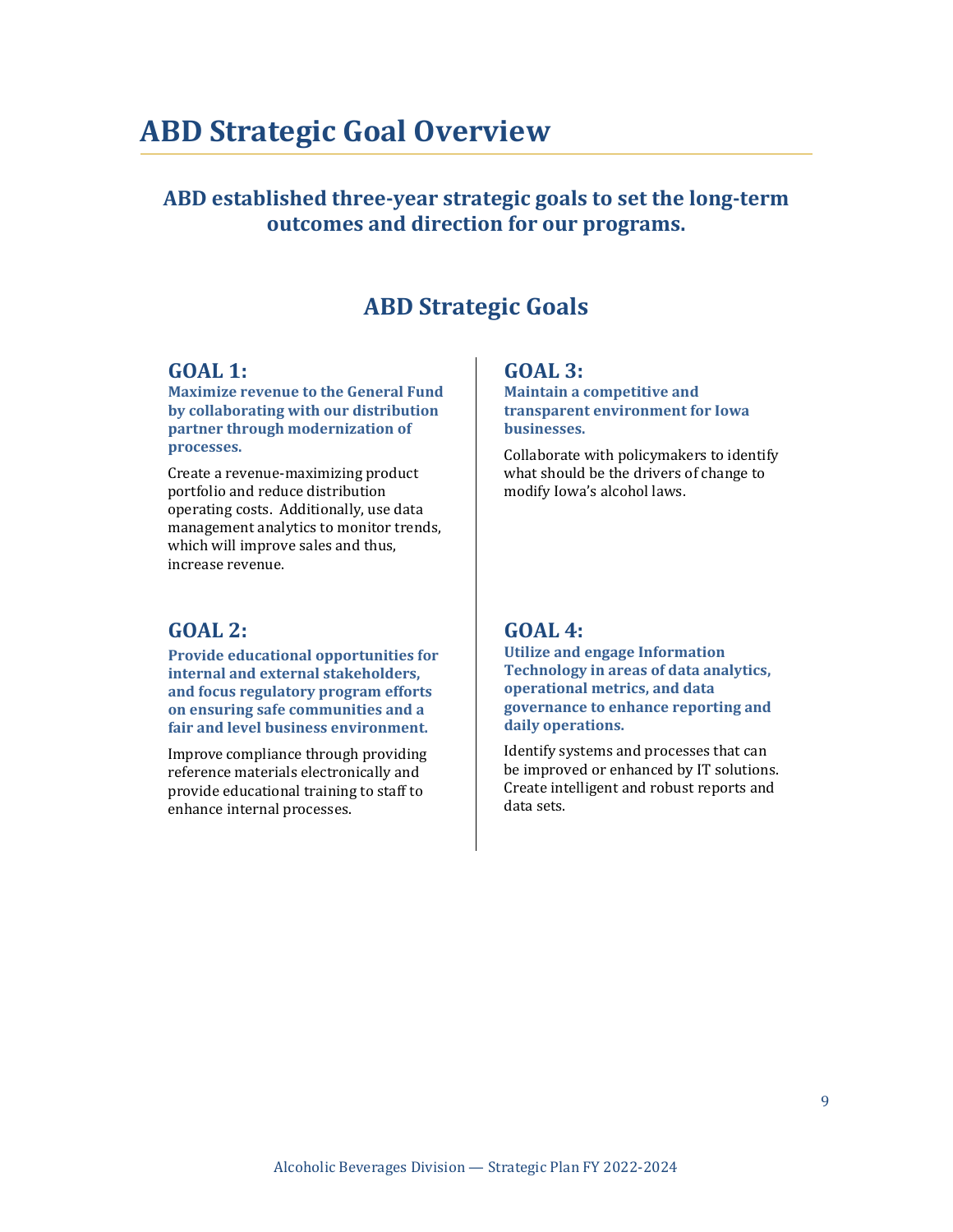# ABD Strategic Goal Overview

## ABD established three-year strategic goals to set the long-term outcomes and direction for our programs.

## ABD Strategic Goals

### GOAL 1:

**Maximize revenue to the General Fund by collaborating with our distribution partner through modernization of processes.**

Create a revenue-maximizing product portfolio and reduce distribution operating costs. Additionally, use data management analytics to monitor trends, which will improve sales and thus, increase revenue.

### GOAL 2:

**Provide educational opportunities for internal and external stakeholders, and focus regulatory program efforts on ensuring safe communities and a fair and level business environment.**

Improve compliance through providing reference materials electronically and provide educational training to staff to enhance internal processes.

### GOAL 3:

**Maintain a competitive and transparent environment for Iowa businesses.**

Collaborate with policymakers to identify what should be the drivers of change to modify Iowa's alcohol laws.

### GOAL 4:

**Utilize and engage Information Technology in areas of data analytics, operational metrics, and data governance to enhance reporting and daily operations.**

Identify systems and processes that can be improved or enhanced by IT solutions. Create intelligent and robust reports and data sets.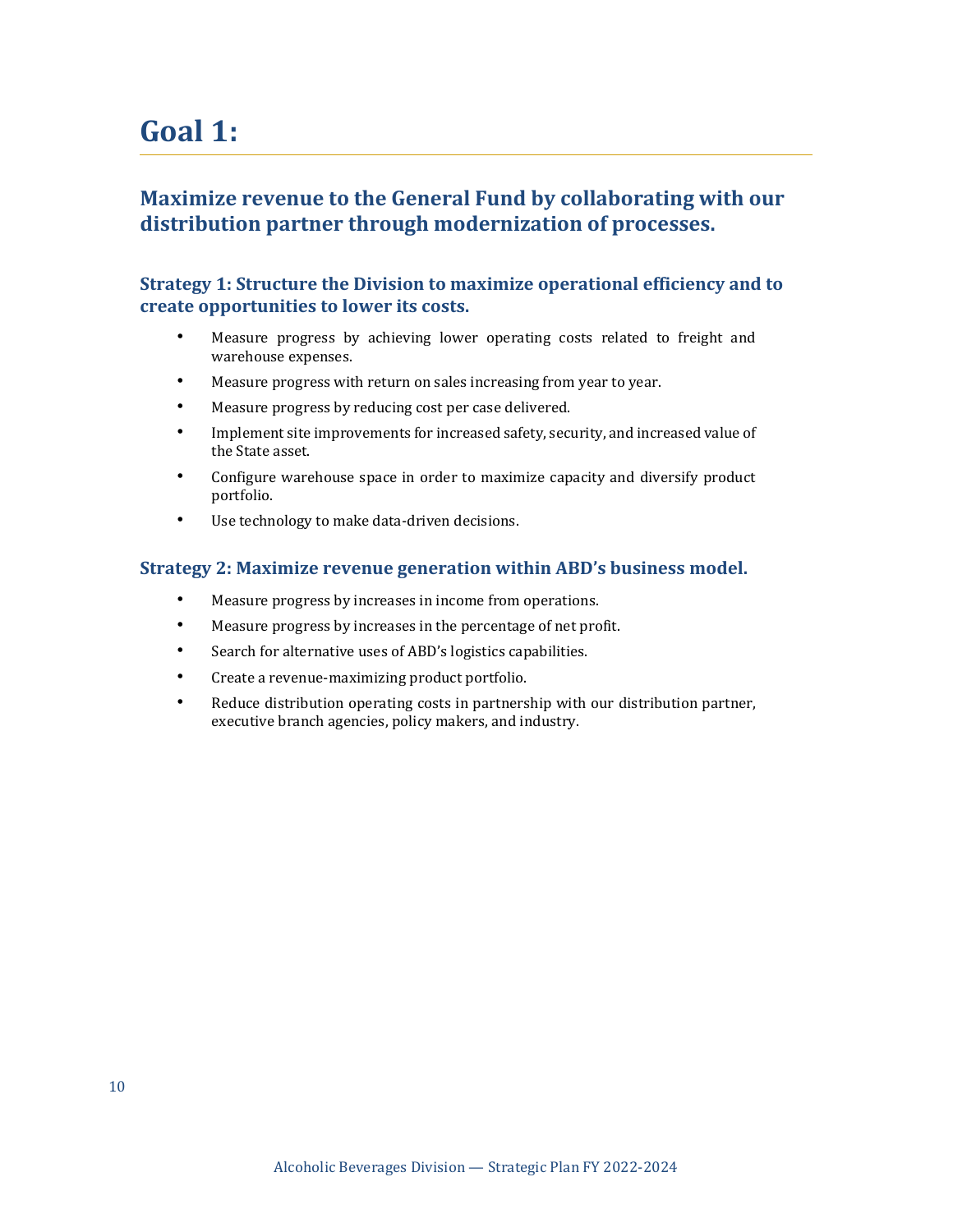# Goal 1:

## Maximize revenue to the General Fund by collaborating with our distribution partner through modernization of processes.

### Strategy 1: Structure the Division to maximize operational efficiency and to create opportunities to lower its costs.

- Measure progress by achieving lower operating costs related to freight and warehouse expenses.
- Measure progress with return on sales increasing from year to year.
- Measure progress by reducing cost per case delivered.
- Implement site improvements for increased safety, security, and increased value of the State asset.
- Configure warehouse space in order to maximize capacity and diversify product portfolio.
- Use technology to make data-driven decisions.

### Strategy 2: Maximize revenue generation within ABD's business model.

- Measure progress by increases in income from operations.
- Measure progress by increases in the percentage of net profit.
- Search for alternative uses of ABD's logistics capabilities.
- Create a revenue-maximizing product portfolio.
- Reduce distribution operating costs in partnership with our distribution partner, executive branch agencies, policy makers, and industry.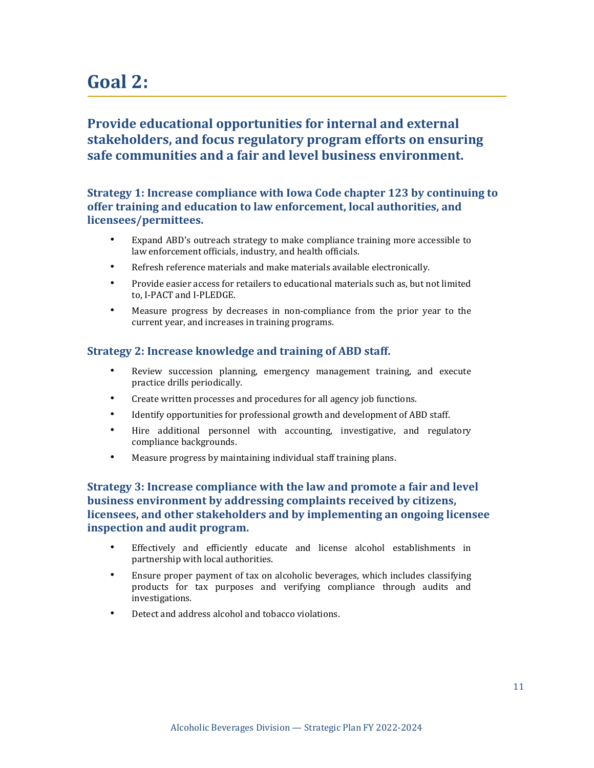# Goal 2:

## Provide educational opportunities for internal and external stakeholders, and focus regulatory program efforts on ensuring safe communities and a fair and level business environment.

### Strategy 1: Increase compliance with Iowa Code chapter 123 by continuing to offer training and education to law enforcement, local authorities, and licensees/permittees.

- Expand ABD's outreach strategy to make compliance training more accessible to law enforcement officials, industry, and health officials.
- Refresh reference materials and make materials available electronically.
- Provide easier access for retailers to educational materials such as, but not limited to, I-PACT and I-PLEDGE.
- Measure progress by decreases in non-compliance from the prior year to the current year, and increases in training programs.

### Strategy 2: Increase knowledge and training of ABD staff.

- Review succession planning, emergency management training, and execute practice drills periodically.
- Create written processes and procedures for all agency job functions.
- Identify opportunities for professional growth and development of ABD staff.
- Hire additional personnel with accounting, investigative, and regulatory compliance backgrounds.
- Measure progress by maintaining individual staff training plans.

### Strategy 3: Increase compliance with the law and promote a fair and level business environment by addressing complaints received by citizens, licensees, and other stakeholders and by implementing an ongoing licensee inspection and audit program.

- Effectively and efficiently educate and license alcohol establishments in partnership with local authorities.
- Ensure proper payment of tax on alcoholic beverages, which includes classifying products for tax purposes and verifying compliance through audits and investigations.
- Detect and address alcohol and tobacco violations.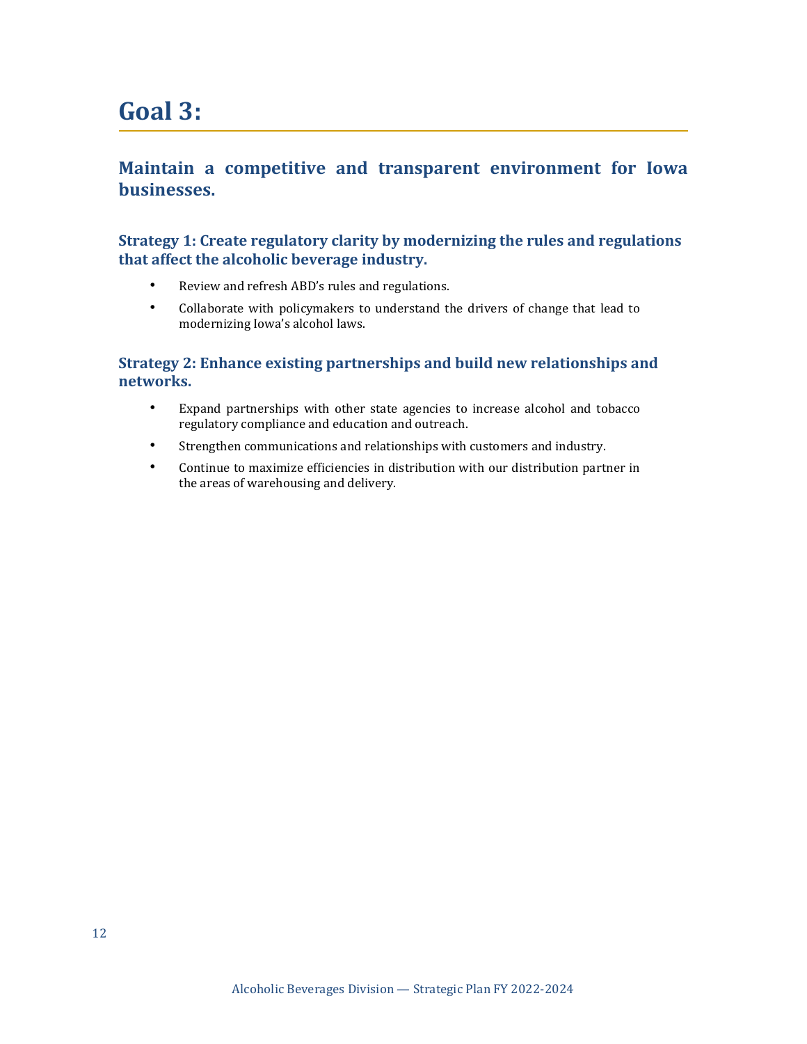# Goal 3:

## Maintain a competitive and transparent environment for Iowa businesses.

### Strategy 1: Create regulatory clarity by modernizing the rules and regulations that affect the alcoholic beverage industry.

- Review and refresh ABD's rules and regulations.
- Collaborate with policymakers to understand the drivers of change that lead to modernizing Iowa's alcohol laws.

### Strategy 2: Enhance existing partnerships and build new relationships and networks.

- Expand partnerships with other state agencies to increase alcohol and tobacco regulatory compliance and education and outreach.
- Strengthen communications and relationships with customers and industry.
- Continue to maximize efficiencies in distribution with our distribution partner in the areas of warehousing and delivery.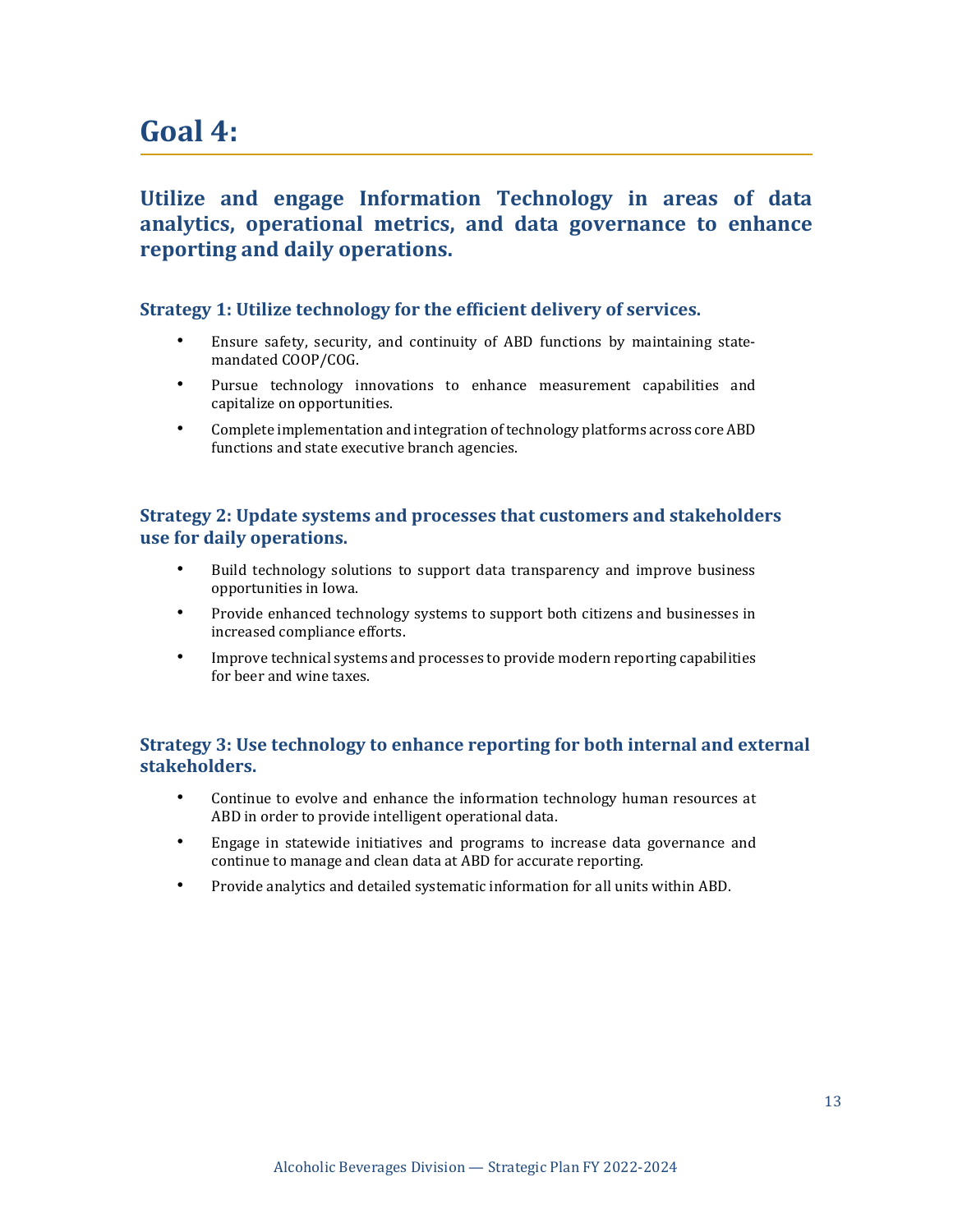# Goal 4:

## Utilize and engage Information Technology in areas of data analytics, operational metrics, and data governance to enhance reporting and daily operations.

### Strategy 1: Utilize technology for the efficient delivery of services.

- Ensure safety, security, and continuity of ABD functions by maintaining state-mandated COOP/COG.
- Pursue technology innovations to enhance measurement capabilities and capitalize on opportunities.
- Complete implementation and integration of technology platforms across core ABD functions and state executive branch agencies.

### Strategy 2: Update systems and processes that customers and stakeholders use for daily operations.

- Build technology solutions to support data transparency and improve business opportunities in Iowa.
- Provide enhanced technology systems to support both citizens and businesses in increased compliance efforts.
- Improve technical systems and processes to provide modern reporting capabilities for beer and wine taxes.

### Strategy 3: Use technology to enhance reporting for both internal and external stakeholders.

- Continue to evolve and enhance the information technology human resources at ABD in order to provide intelligent operational data.
- Engage in statewide initiatives and programs to increase data governance and continue to manage and clean data at ABD for accurate reporting.
- Provide analytics and detailed systematic information for all units within ABD.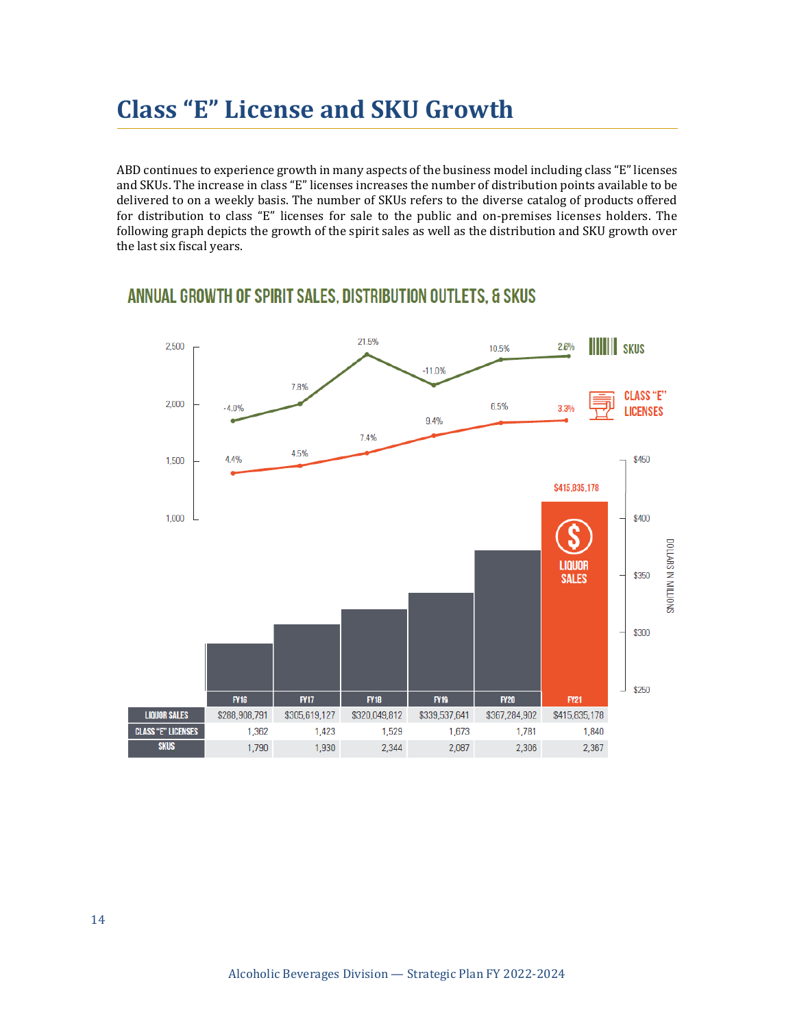# Class "E" License and SKU Growth

ABD continues to experience growth in many aspects of the business model including class "E" licenses and SKUs. The increase in class "E" licenses increases the number of distribution points available to be delivered to on a weekly basis. The number of SKUs refers to the diverse catalog of products offered for distribution to class "E" licenses for sale to the public and on-premises licenses holders. The following graph depicts the growth of the spirit sales as well as the distribution and SKU growth over the last six fiscal years.

## ANNUAL GROWTH OF SPIRIT SALES, DISTRIBUTION OUTLETS, & SKUS

| | FY16 | FY17 | FY18 | FY19 | FY20 | FY21 |
|---|---|---|---|---|---|---|
| LIQUOR SALES | $288,908,791 | $305,619,127 | $320,049,812 | $339,537,641 | $367,284,902 | $415,835,178 |
| CLASS "E" LICENSES | 1,362 | 1,423 | 1,529 | 1,673 | 1,781 | 1,840 |
| SKUS | 1,790 | 1,930 | 2,344 | 2,087 | 2,306 | 2,367 |

| Growth | FY16 | FY17 | FY18 | FY19 | FY20 | FY21 |
|---|---|---|---|---|---|---|
| SKUS | -4.0% | 7.8% | 21.5% | -11.0% | 10.5% | 2.6% |
| CLASS "E" LICENSES | 4.4% | 4.5% | 7.4% | 9.4% | 6.5% | 3.3% |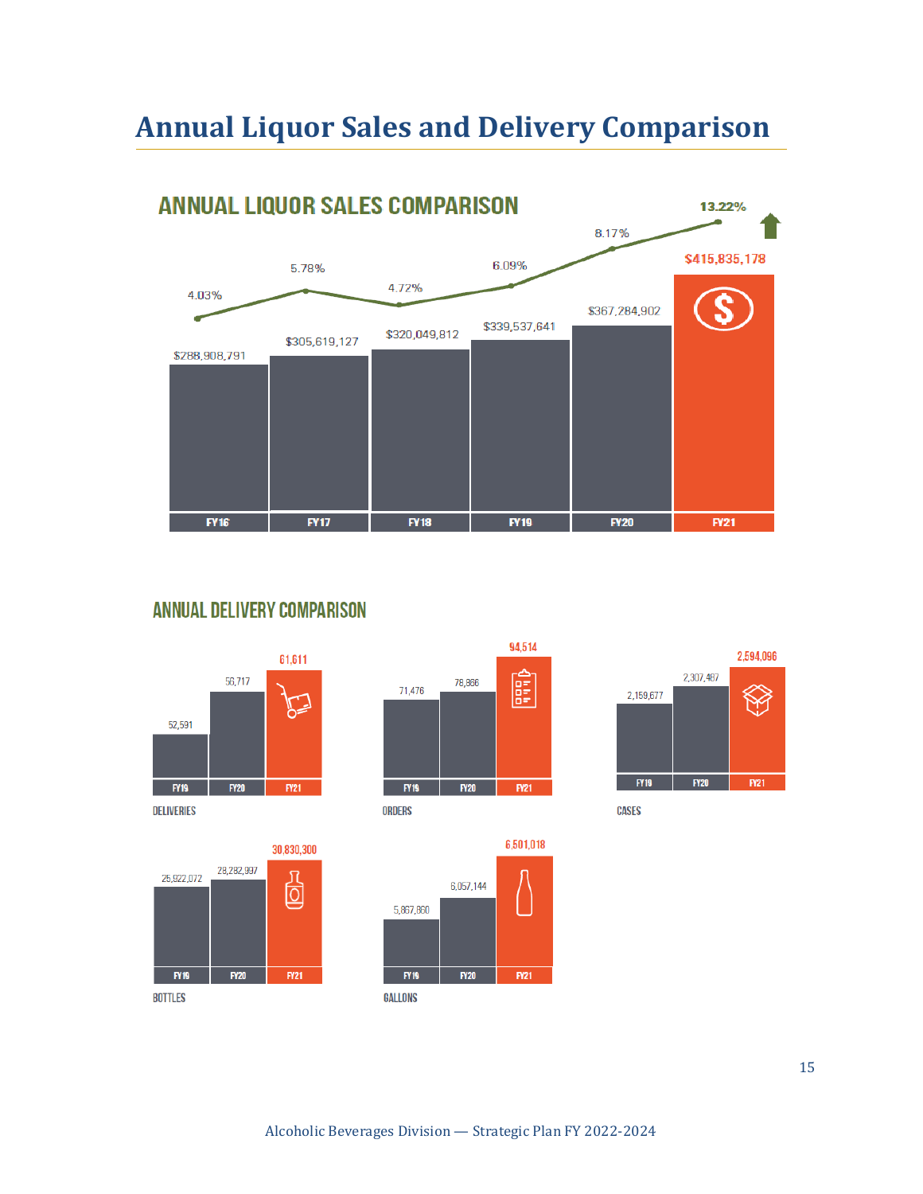# Annual Liquor Sales and Delivery Comparison

## ANNUAL LIQUOR SALES COMPARISON

| | FY16 | FY17 | FY18 | FY19 | FY20 | FY21 |
|---|---|---|---|---|---|---|
| Sales | $288,908,791 | $305,619,127 | $320,049,812 | $339,537,641 | $367,284,902 | $415,835,178 |
| Growth | 4.03% | 5.78% | 4.72% | 6.09% | 8.17% | 13.22% |

## ANNUAL DELIVERY COMPARISON

| | FY19 | FY20 | FY21 |
|---|---|---|---|
| DELIVERIES | 52,591 | 56,717 | 61,611 |
| ORDERS | 71,476 | 78,866 | 94,514 |
| CASES | 2,159,677 | 2,307,487 | 2,594,096 |
| BOTTLES | 25,922,072 | 28,282,997 | 30,830,300 |
| GALLONS | 5,867,860 | 6,057,144 | 6,501,018 |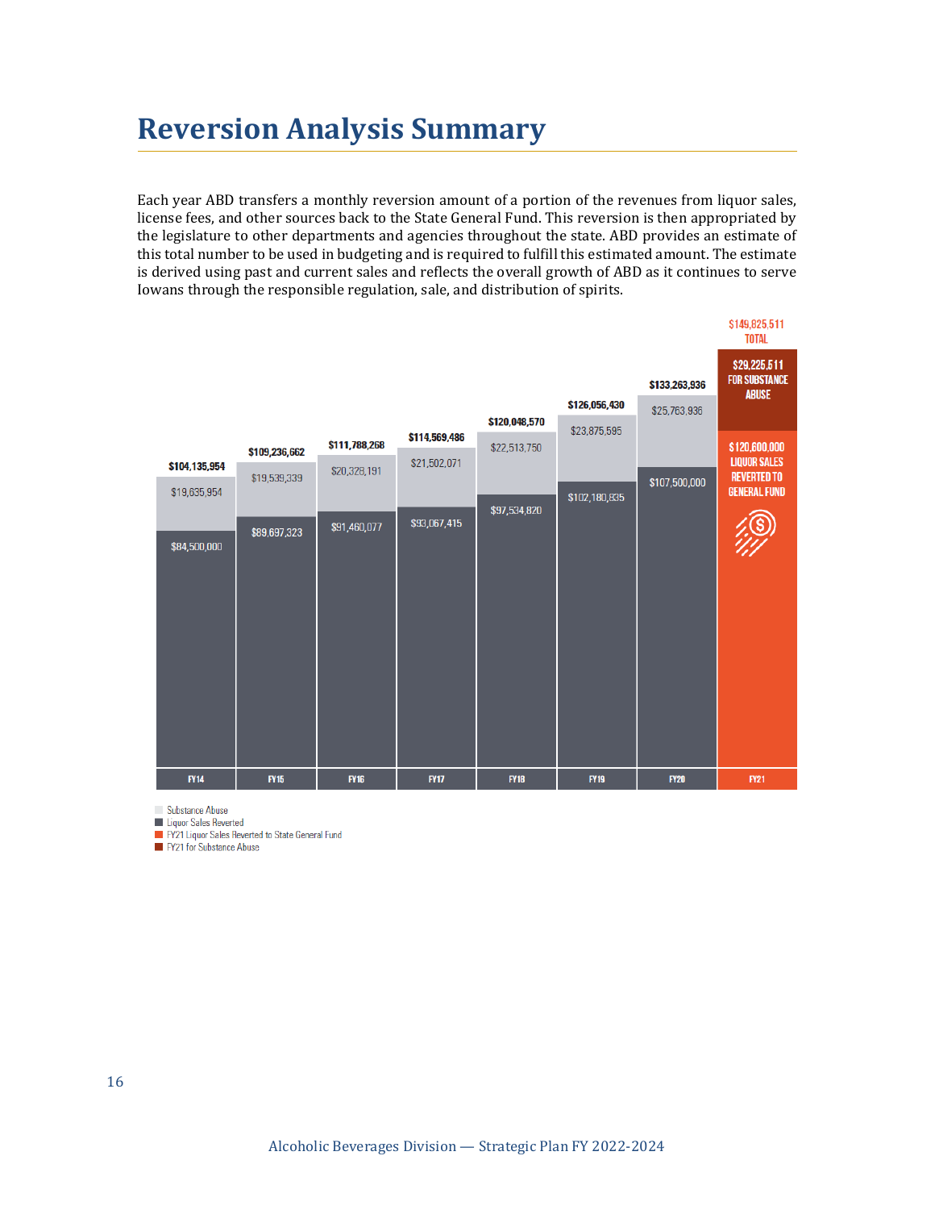# Reversion Analysis Summary

Each year ABD transfers a monthly reversion amount of a portion of the revenues from liquor sales, license fees, and other sources back to the State General Fund. This reversion is then appropriated by the legislature to other departments and agencies throughout the state. ABD provides an estimate of this total number to be used in budgeting and is required to fulfill this estimated amount. The estimate is derived using past and current sales and reflects the overall growth of ABD as it continues to serve Iowans through the responsible regulation, sale, and distribution of spirits.

| Fiscal Year | Liquor Sales Reverted | Substance Abuse | Total |
|---|---|---|---|
| FY14 | $84,500,000 | $19,635,954 | $104,135,954 |
| FY15 | $89,697,323 | $19,539,339 | $109,236,662 |
| FY16 | $91,460,077 | $20,328,191 | $111,788,268 |
| FY17 | $93,067,415 | $21,502,071 | $114,569,486 |
| FY18 | $97,534,820 | $22,513,750 | $120,048,570 |
| FY19 | $102,180,835 | $23,875,595 | $126,056,430 |
| FY20 | $107,500,000 | $25,763,936 | $133,263,936 |
| FY21 | $120,600,000 Liquor Sales Reverted to General Fund | $29,225,511 For Substance Abuse | $149,825,511 Total |

- Substance Abuse
- Liquor Sales Reverted
- FY21 Liquor Sales Reverted to State General Fund
- FY21 for Substance Abuse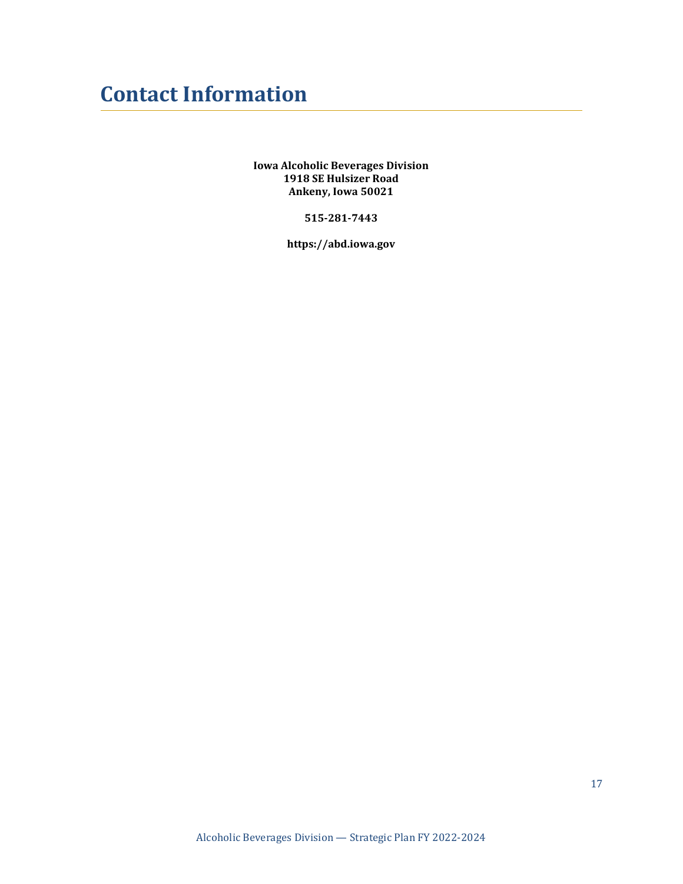# Contact Information

**Iowa Alcoholic Beverages Division**
**1918 SE Hulsizer Road**
**Ankeny, Iowa 50021**

**515-281-7443**

**https://abd.iowa.gov**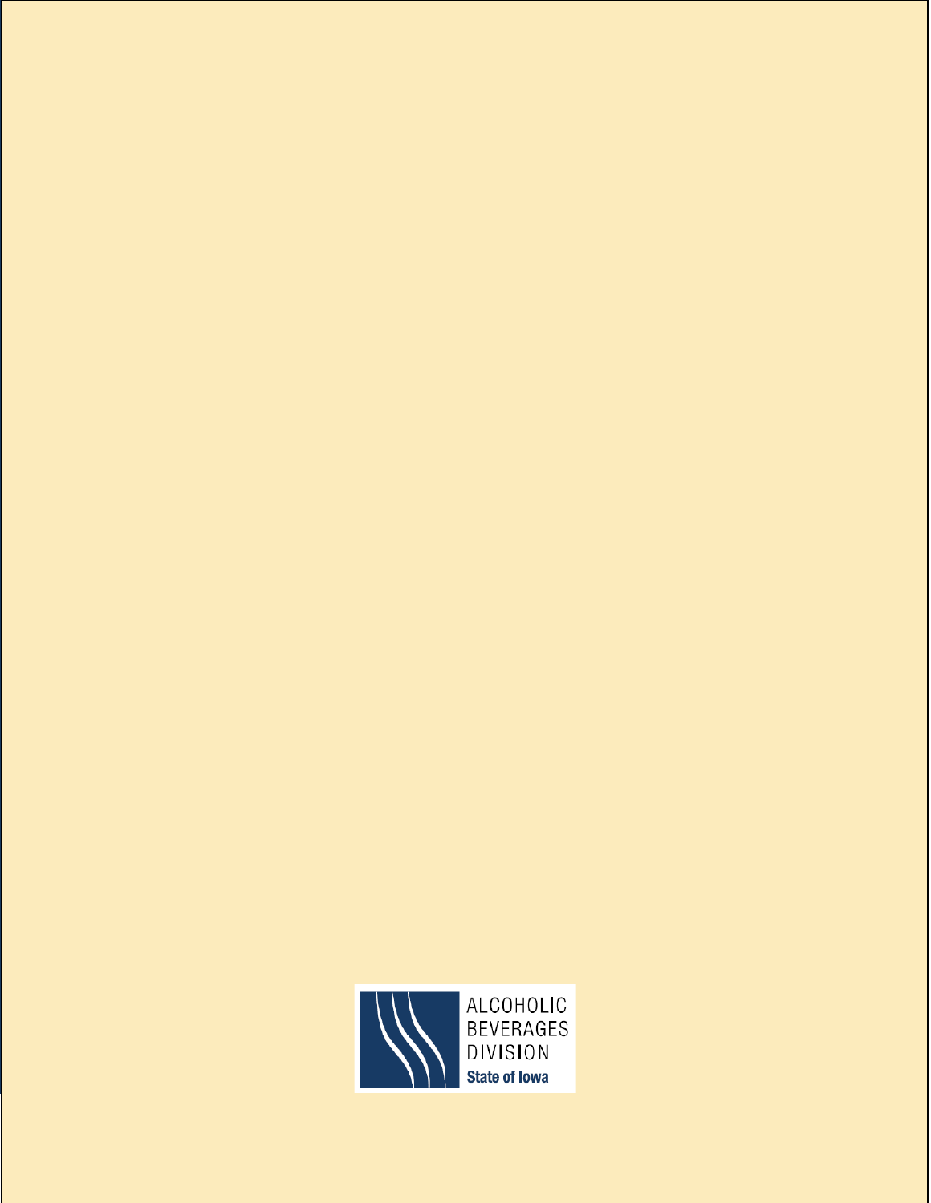ALCOHOLIC
BEVERAGES
DIVISION
State of Iowa